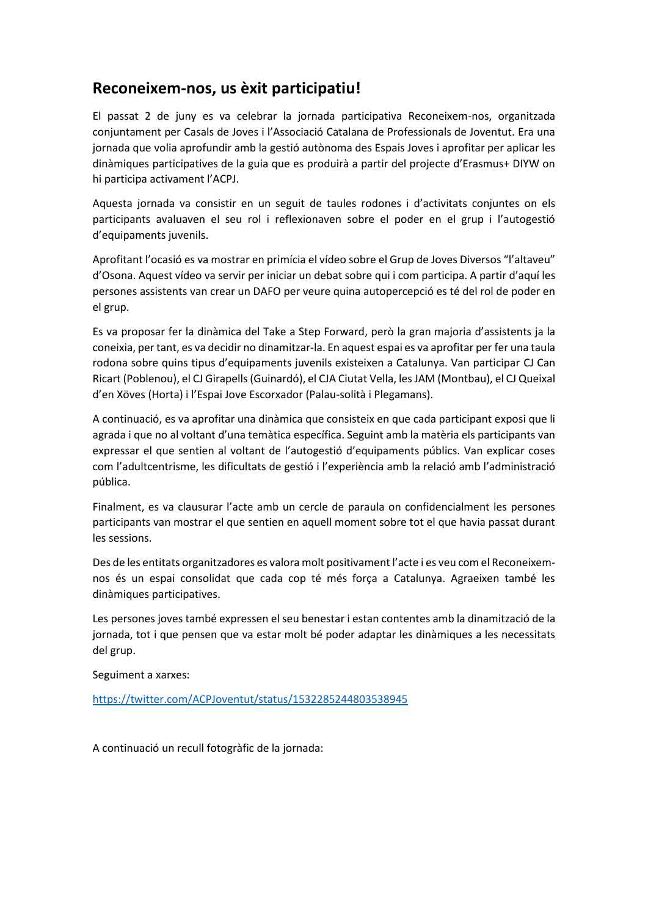## Reconeixem-nos, us èxit participatiu!

El passat 2 de juny es va celebrar la jornada participativa Reconeixem-nos, organitzada conjuntament per Casals de Joves i l'Associació Catalana de Professionals de Joventut. Era una jornada que volia aprofundir amb la gestió autònoma des Espais Joves i aprofitar per aplicar les dinàmiques participatives de la guia que es produirà a partir del projecte d'Erasmus+ DIYW on hi participa activament l'ACPJ.

Aquesta jornada va consistir en un seguit de taules rodones i d'activitats conjuntes on els participants avaluaven el seu rol i reflexionaven sobre el poder en el grup i l'autogestió d'equipaments juvenils.

Aprofitant l'ocasió es va mostrar en primícia el vídeo sobre el Grup de Joves Diversos "l'altaveu" d'Osona. Aquest vídeo va servir per iniciar un debat sobre qui i com participa. A partir d'aquí les persones assistents van crear un DAFO per veure quina autopercepció es té del rol de poder en el grup.

Es va proposar fer la dinàmica del Take a Step Forward, però la gran majoria d'assistents ja la coneixia, per tant, es va decidir no dinamitzar-la. En aquest espai es va aprofitar per fer una taula rodona sobre quins tipus d'equipaments juvenils existeixen a Catalunya. Van participar CJ Can Ricart (Poblenou), el CJ Girapells (Guinardó), el CJA Ciutat Vella, les JAM (Montbau), el CJ Queixal d'en Xöves (Horta) i l'Espai Jove Escorxador (Palau-solità i Plegamans).

A continuació, es va aprofitar una dinàmica que consisteix en que cada participant exposi que li agrada i que no al voltant d'una temàtica específica. Seguint amb la matèria els participants van expressar el que sentien al voltant de l'autogestió d'equipaments públics. Van explicar coses com l'adultcentrisme, les dificultats de gestió i l'experiència amb la relació amb l'administració pública.

Finalment, es va clausurar l'acte amb un cercle de paraula on confidencialment les persones participants van mostrar el que sentien en aquell moment sobre tot el que havia passat durant les sessions.

Des de les entitats organitzadores es valora molt positivament l'acte i es veu com el Reconeixem-nos és un espai consolidat que cada cop té més força a Catalunya. Agraeixen també les dinàmiques participatives.

Les persones joves també expressen el seu benestar i estan contentes amb la dinamització de la jornada, tot i que pensen que va estar molt bé poder adaptar les dinàmiques a les necessitats del grup.

Seguiment a xarxes:

https://twitter.com/ACPJoventut/status/1532285244803538945

A continuació un recull fotogràfic de la jornada: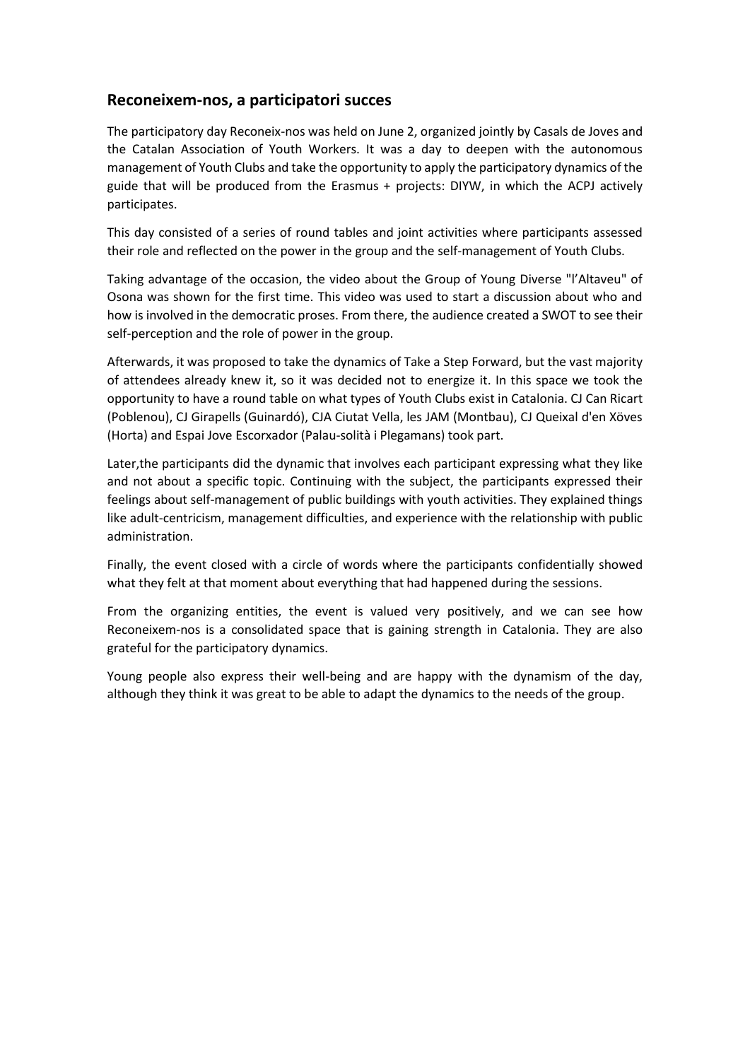## Reconeixem-nos, a participatori succes

The participatory day Reconeix-nos was held on June 2, organized jointly by Casals de Joves and the Catalan Association of Youth Workers. It was a day to deepen with the autonomous management of Youth Clubs and take the opportunity to apply the participatory dynamics of the guide that will be produced from the Erasmus + projects: DIYW, in which the ACPJ actively participates.

This day consisted of a series of round tables and joint activities where participants assessed their role and reflected on the power in the group and the self-management of Youth Clubs.

Taking advantage of the occasion, the video about the Group of Young Diverse "l'Altaveu" of Osona was shown for the first time. This video was used to start a discussion about who and how is involved in the democratic proses. From there, the audience created a SWOT to see their self-perception and the role of power in the group.

Afterwards, it was proposed to take the dynamics of Take a Step Forward, but the vast majority of attendees already knew it, so it was decided not to energize it. In this space we took the opportunity to have a round table on what types of Youth Clubs exist in Catalonia. CJ Can Ricart (Poblenou), CJ Girapells (Guinardó), CJA Ciutat Vella, les JAM (Montbau), CJ Queixal d'en Xöves (Horta) and Espai Jove Escorxador (Palau-solità i Plegamans) took part.

Later,the participants did the dynamic that involves each participant expressing what they like and not about a specific topic. Continuing with the subject, the participants expressed their feelings about self-management of public buildings with youth activities. They explained things like adult-centricism, management difficulties, and experience with the relationship with public administration.

Finally, the event closed with a circle of words where the participants confidentially showed what they felt at that moment about everything that had happened during the sessions.

From the organizing entities, the event is valued very positively, and we can see how Reconeixem-nos is a consolidated space that is gaining strength in Catalonia. They are also grateful for the participatory dynamics.

Young people also express their well-being and are happy with the dynamism of the day, although they think it was great to be able to adapt the dynamics to the needs of the group.